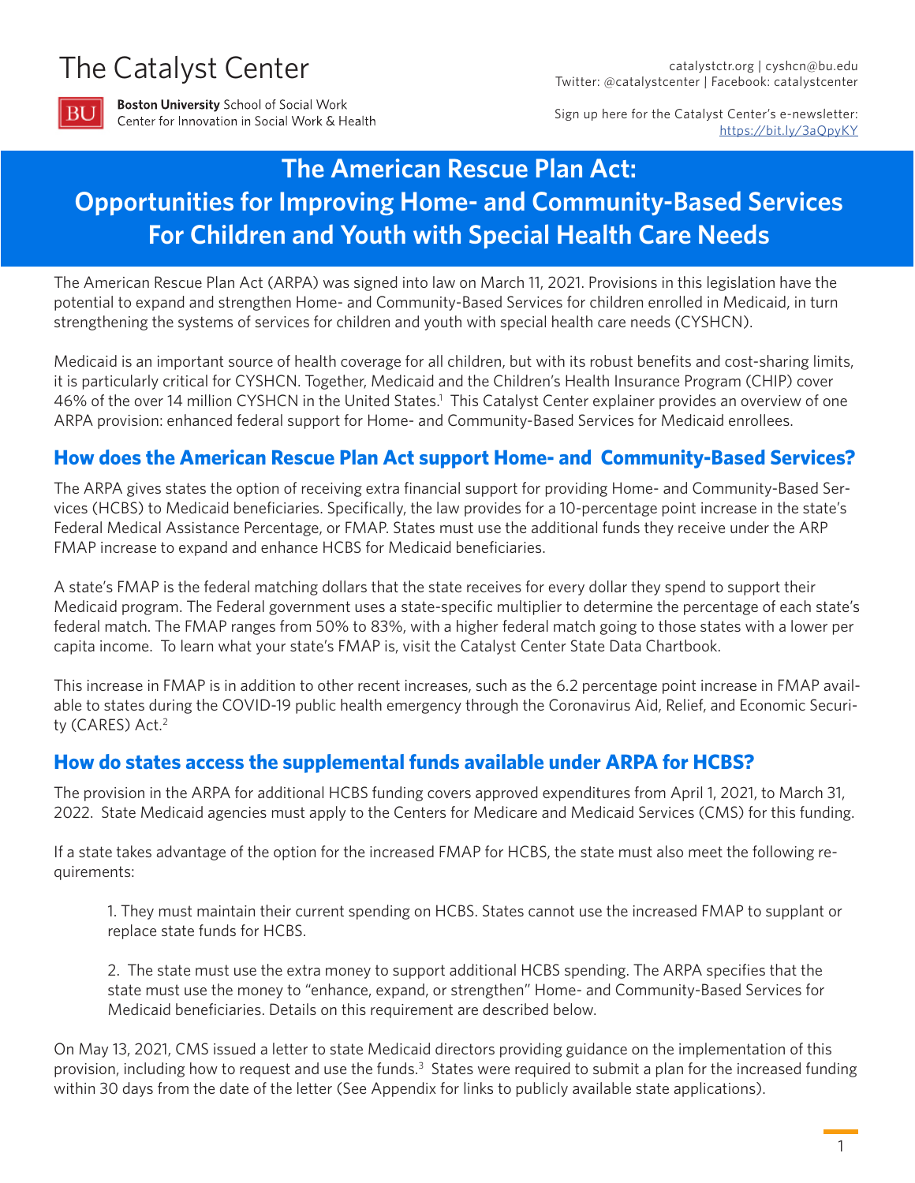The Catalyst Center

**Boston University** School of Social Work
Center for Innovation in Social Work & Health

catalystctr.org | cyshcn@bu.edu
Twitter: @catalystcenter | Facebook: catalystcenter

Sign up here for the Catalyst Center's e-newsletter: https://bit.ly/3aQpyKY

# The American Rescue Plan Act: Opportunities for Improving Home- and Community-Based Services For Children and Youth with Special Health Care Needs

The American Rescue Plan Act (ARPA) was signed into law on March 11, 2021. Provisions in this legislation have the potential to expand and strengthen Home- and Community-Based Services for children enrolled in Medicaid, in turn strengthening the systems of services for children and youth with special health care needs (CYSHCN).

Medicaid is an important source of health coverage for all children, but with its robust benefits and cost-sharing limits, it is particularly critical for CYSHCN. Together, Medicaid and the Children's Health Insurance Program (CHIP) cover 46% of the over 14 million CYSHCN in the United States.[1] This Catalyst Center explainer provides an overview of one ARPA provision: enhanced federal support for Home- and Community-Based Services for Medicaid enrollees.

## How does the American Rescue Plan Act support Home- and Community-Based Services?

The ARPA gives states the option of receiving extra financial support for providing Home- and Community-Based Services (HCBS) to Medicaid beneficiaries. Specifically, the law provides for a 10-percentage point increase in the state's Federal Medical Assistance Percentage, or FMAP. States must use the additional funds they receive under the ARP FMAP increase to expand and enhance HCBS for Medicaid beneficiaries.

A state's FMAP is the federal matching dollars that the state receives for every dollar they spend to support their Medicaid program. The Federal government uses a state-specific multiplier to determine the percentage of each state's federal match. The FMAP ranges from 50% to 83%, with a higher federal match going to those states with a lower per capita income. To learn what your state's FMAP is, visit the Catalyst Center State Data Chartbook.

This increase in FMAP is in addition to other recent increases, such as the 6.2 percentage point increase in FMAP available to states during the COVID-19 public health emergency through the Coronavirus Aid, Relief, and Economic Security (CARES) Act.[2]

## How do states access the supplemental funds available under ARPA for HCBS?

The provision in the ARPA for additional HCBS funding covers approved expenditures from April 1, 2021, to March 31, 2022. State Medicaid agencies must apply to the Centers for Medicare and Medicaid Services (CMS) for this funding.

If a state takes advantage of the option for the increased FMAP for HCBS, the state must also meet the following requirements:

1. They must maintain their current spending on HCBS. States cannot use the increased FMAP to supplant or replace state funds for HCBS.

2. The state must use the extra money to support additional HCBS spending. The ARPA specifies that the state must use the money to "enhance, expand, or strengthen" Home- and Community-Based Services for Medicaid beneficiaries. Details on this requirement are described below.

On May 13, 2021, CMS issued a letter to state Medicaid directors providing guidance on the implementation of this provision, including how to request and use the funds.[3] States were required to submit a plan for the increased funding within 30 days from the date of the letter (See Appendix for links to publicly available state applications).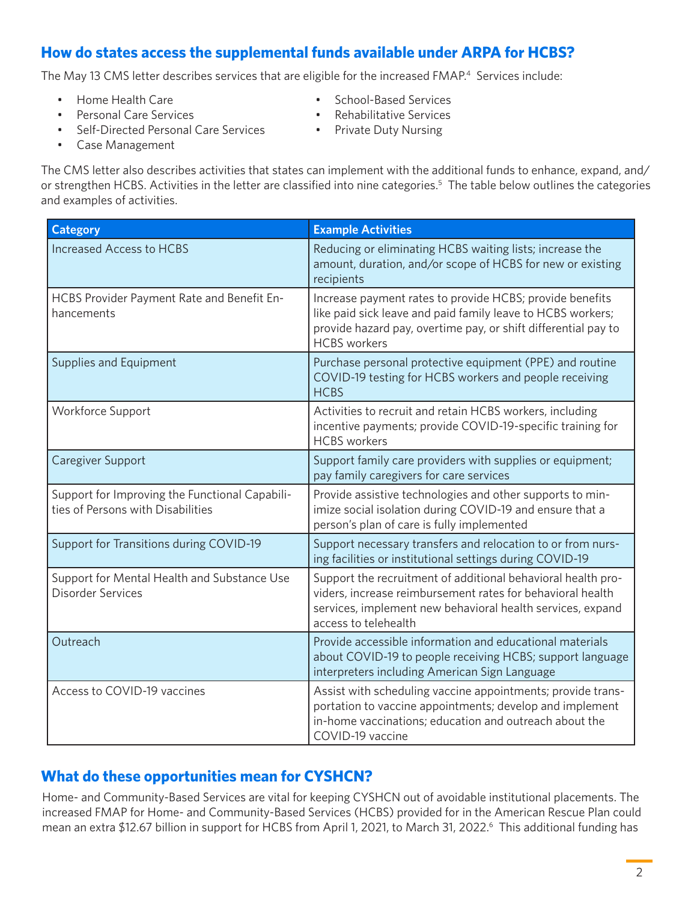## How do states access the supplemental funds available under ARPA for HCBS?

The May 13 CMS letter describes services that are eligible for the increased FMAP.[4] Services include:

- Home Health Care
- Personal Care Services
- Self-Directed Personal Care Services
- Case Management
- School-Based Services
- Rehabilitative Services
- Private Duty Nursing

The CMS letter also describes activities that states can implement with the additional funds to enhance, expand, and/or strengthen HCBS. Activities in the letter are classified into nine categories.[5] The table below outlines the categories and examples of activities.

| Category | Example Activities |
|---|---|
| Increased Access to HCBS | Reducing or eliminating HCBS waiting lists; increase the amount, duration, and/or scope of HCBS for new or existing recipients |
| HCBS Provider Payment Rate and Benefit Enhancements | Increase payment rates to provide HCBS; provide benefits like paid sick leave and paid family leave to HCBS workers; provide hazard pay, overtime pay, or shift differential pay to HCBS workers |
| Supplies and Equipment | Purchase personal protective equipment (PPE) and routine COVID-19 testing for HCBS workers and people receiving HCBS |
| Workforce Support | Activities to recruit and retain HCBS workers, including incentive payments; provide COVID-19-specific training for HCBS workers |
| Caregiver Support | Support family care providers with supplies or equipment; pay family caregivers for care services |
| Support for Improving the Functional Capabilities of Persons with Disabilities | Provide assistive technologies and other supports to minimize social isolation during COVID-19 and ensure that a person's plan of care is fully implemented |
| Support for Transitions during COVID-19 | Support necessary transfers and relocation to or from nursing facilities or institutional settings during COVID-19 |
| Support for Mental Health and Substance Use Disorder Services | Support the recruitment of additional behavioral health providers, increase reimbursement rates for behavioral health services, implement new behavioral health services, expand access to telehealth |
| Outreach | Provide accessible information and educational materials about COVID-19 to people receiving HCBS; support language interpreters including American Sign Language |
| Access to COVID-19 vaccines | Assist with scheduling vaccine appointments; provide transportation to vaccine appointments; develop and implement in-home vaccinations; education and outreach about the COVID-19 vaccine |

## What do these opportunities mean for CYSHCN?

Home- and Community-Based Services are vital for keeping CYSHCN out of avoidable institutional placements. The increased FMAP for Home- and Community-Based Services (HCBS) provided for in the American Rescue Plan could mean an extra $12.67 billion in support for HCBS from April 1, 2021, to March 31, 2022.[6] This additional funding has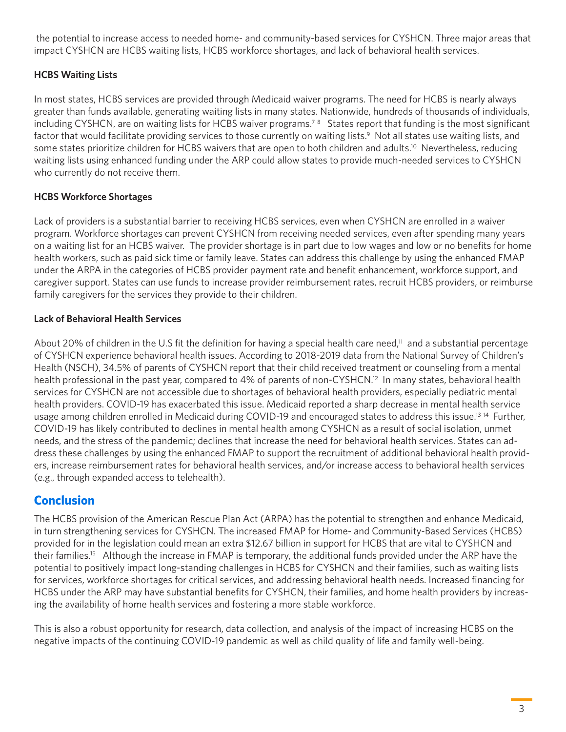the potential to increase access to needed home- and community-based services for CYSHCN. Three major areas that impact CYSHCN are HCBS waiting lists, HCBS workforce shortages, and lack of behavioral health services.

**HCBS Waiting Lists**

In most states, HCBS services are provided through Medicaid waiver programs. The need for HCBS is nearly always greater than funds available, generating waiting lists in many states. Nationwide, hundreds of thousands of individuals, including CYSHCN, are on waiting lists for HCBS waiver programs.[7,8] States report that funding is the most significant factor that would facilitate providing services to those currently on waiting lists.[9] Not all states use waiting lists, and some states prioritize children for HCBS waivers that are open to both children and adults.[10] Nevertheless, reducing waiting lists using enhanced funding under the ARP could allow states to provide much-needed services to CYSHCN who currently do not receive them.

**HCBS Workforce Shortages**

Lack of providers is a substantial barrier to receiving HCBS services, even when CYSHCN are enrolled in a waiver program. Workforce shortages can prevent CYSHCN from receiving needed services, even after spending many years on a waiting list for an HCBS waiver. The provider shortage is in part due to low wages and low or no benefits for home health workers, such as paid sick time or family leave. States can address this challenge by using the enhanced FMAP under the ARPA in the categories of HCBS provider payment rate and benefit enhancement, workforce support, and caregiver support. States can use funds to increase provider reimbursement rates, recruit HCBS providers, or reimburse family caregivers for the services they provide to their children.

**Lack of Behavioral Health Services**

About 20% of children in the U.S fit the definition for having a special health care need,[11] and a substantial percentage of CYSHCN experience behavioral health issues. According to 2018-2019 data from the National Survey of Children's Health (NSCH), 34.5% of parents of CYSHCN report that their child received treatment or counseling from a mental health professional in the past year, compared to 4% of parents of non-CYSHCN.[12] In many states, behavioral health services for CYSHCN are not accessible due to shortages of behavioral health providers, especially pediatric mental health providers. COVID-19 has exacerbated this issue. Medicaid reported a sharp decrease in mental health service usage among children enrolled in Medicaid during COVID-19 and encouraged states to address this issue.[13,14] Further, COVID-19 has likely contributed to declines in mental health among CYSHCN as a result of social isolation, unmet needs, and the stress of the pandemic; declines that increase the need for behavioral health services. States can address these challenges by using the enhanced FMAP to support the recruitment of additional behavioral health providers, increase reimbursement rates for behavioral health services, and/or increase access to behavioral health services (e.g., through expanded access to telehealth).

## Conclusion

The HCBS provision of the American Rescue Plan Act (ARPA) has the potential to strengthen and enhance Medicaid, in turn strengthening services for CYSHCN. The increased FMAP for Home- and Community-Based Services (HCBS) provided for in the legislation could mean an extra $12.67 billion in support for HCBS that are vital to CYSHCN and their families.[15] Although the increase in FMAP is temporary, the additional funds provided under the ARP have the potential to positively impact long-standing challenges in HCBS for CYSHCN and their families, such as waiting lists for services, workforce shortages for critical services, and addressing behavioral health needs. Increased financing for HCBS under the ARP may have substantial benefits for CYSHCN, their families, and home health providers by increasing the availability of home health services and fostering a more stable workforce.

This is also a robust opportunity for research, data collection, and analysis of the impact of increasing HCBS on the negative impacts of the continuing COVID-19 pandemic as well as child quality of life and family well-being.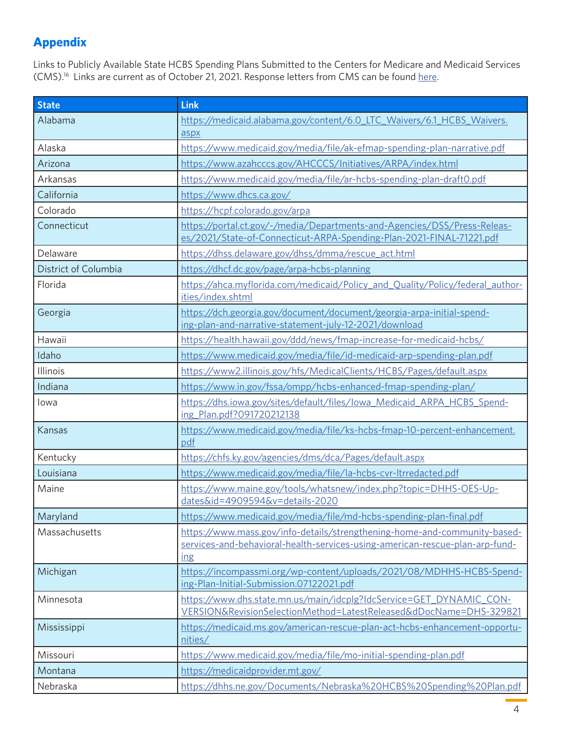## Appendix

Links to Publicly Available State HCBS Spending Plans Submitted to the Centers for Medicare and Medicaid Services (CMS).[16] Links are current as of October 21, 2021. Response letters from CMS can be found here.

| State | Link |
|---|---|
| Alabama | https://medicaid.alabama.gov/content/6.0_LTC_Waivers/6.1_HCBS_Waivers.aspx |
| Alaska | https://www.medicaid.gov/media/file/ak-efmap-spending-plan-narrative.pdf |
| Arizona | https://www.azahcccs.gov/AHCCCS/Initiatives/ARPA/index.html |
| Arkansas | https://www.medicaid.gov/media/file/ar-hcbs-spending-plan-draft0.pdf |
| California | https://www.dhcs.ca.gov/ |
| Colorado | https://hcpf.colorado.gov/arpa |
| Connecticut | https://portal.ct.gov/-/media/Departments-and-Agencies/DSS/Press-Releases/2021/State-of-Connecticut-ARPA-Spending-Plan-2021-FINAL-71221.pdf |
| Delaware | https://dhss.delaware.gov/dhss/dmma/rescue_act.html |
| District of Columbia | https://dhcf.dc.gov/page/arpa-hcbs-planning |
| Florida | https://ahca.myflorida.com/medicaid/Policy_and_Quality/Policy/federal_authorities/index.shtml |
| Georgia | https://dch.georgia.gov/document/document/georgia-arpa-initial-spending-plan-and-narrative-statement-july-12-2021/download |
| Hawaii | https://health.hawaii.gov/ddd/news/fmap-increase-for-medicaid-hcbs/ |
| Idaho | https://www.medicaid.gov/media/file/id-medicaid-arp-spending-plan.pdf |
| Illinois | https://www2.illinois.gov/hfs/MedicalClients/HCBS/Pages/default.aspx |
| Indiana | https://www.in.gov/fssa/ompp/hcbs-enhanced-fmap-spending-plan/ |
| Iowa | https://dhs.iowa.gov/sites/default/files/Iowa_Medicaid_ARPA_HCBS_Spending_Plan.pdf?091720212138 |
| Kansas | https://www.medicaid.gov/media/file/ks-hcbs-fmap-10-percent-enhancement.pdf |
| Kentucky | https://chfs.ky.gov/agencies/dms/dca/Pages/default.aspx |
| Louisiana | https://www.medicaid.gov/media/file/la-hcbs-cvr-ltrredacted.pdf |
| Maine | https://www.maine.gov/tools/whatsnew/index.php?topic=DHHS-OES-Updates&id=4909594&v=details-2020 |
| Maryland | https://www.medicaid.gov/media/file/md-hcbs-spending-plan-final.pdf |
| Massachusetts | https://www.mass.gov/info-details/strengthening-home-and-community-based-services-and-behavioral-health-services-using-american-rescue-plan-arp-funding |
| Michigan | https://incompassmi.org/wp-content/uploads/2021/08/MDHHS-HCBS-Spending-Plan-Initial-Submission.07122021.pdf |
| Minnesota | https://www.dhs.state.mn.us/main/idcplg?IdcService=GET_DYNAMIC_CONVERSION&RevisionSelectionMethod=LatestReleased&dDocName=DHS-329821 |
| Mississippi | https://medicaid.ms.gov/american-rescue-plan-act-hcbs-enhancement-opportunities/ |
| Missouri | https://www.medicaid.gov/media/file/mo-initial-spending-plan.pdf |
| Montana | https://medicaidprovider.mt.gov/ |
| Nebraska | https://dhhs.ne.gov/Documents/Nebraska%20HCBS%20Spending%20Plan.pdf |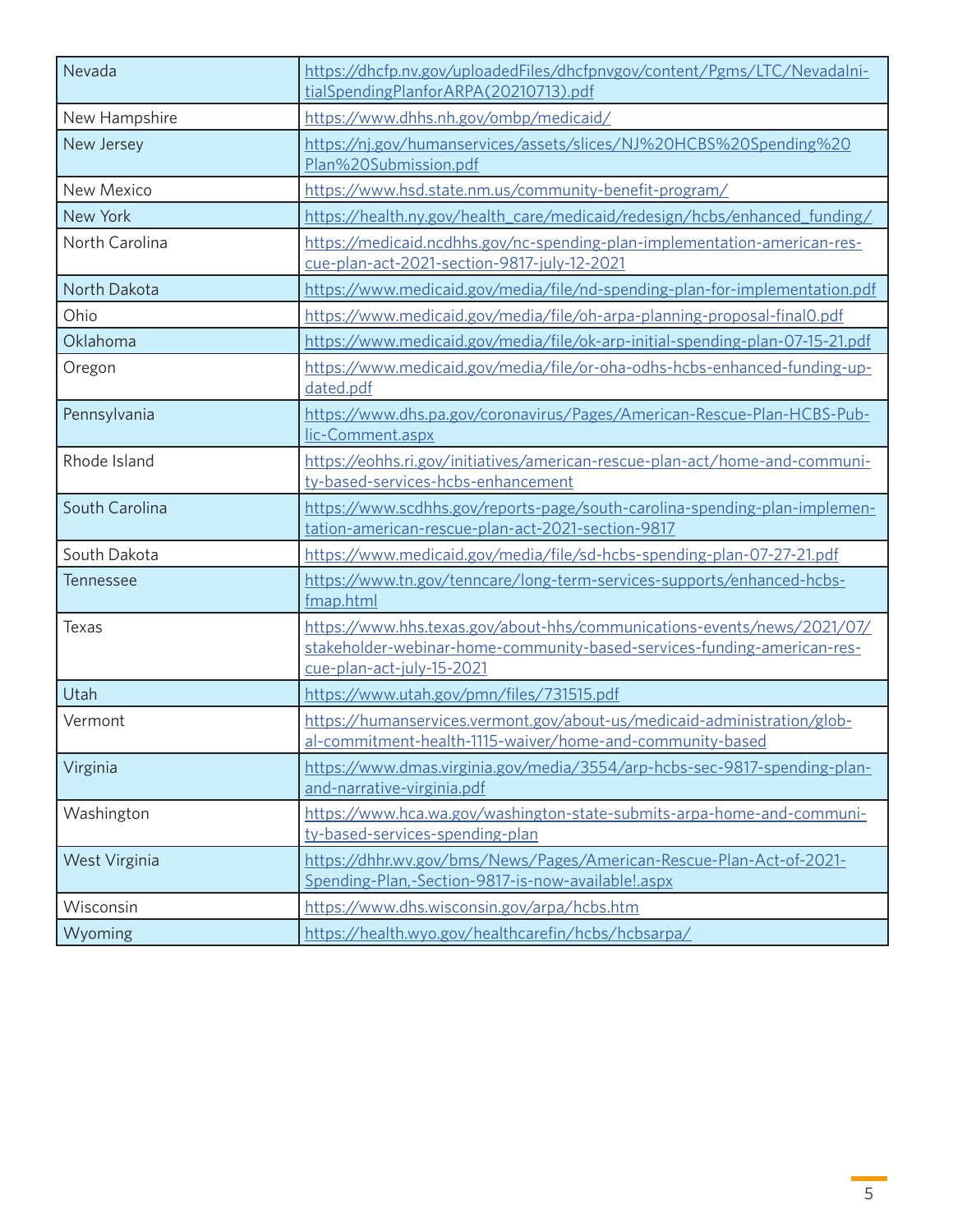| | |
|---|---|
| Nevada | https://dhcfp.nv.gov/uploadedFiles/dhcfpnvgov/content/Pgms/LTC/NevadaInitialSpendingPlanforARPA(20210713).pdf |
| New Hampshire | https://www.dhhs.nh.gov/ombp/medicaid/ |
| New Jersey | https://nj.gov/humanservices/assets/slices/NJ%20HCBS%20Spending%20Plan%20Submission.pdf |
| New Mexico | https://www.hsd.state.nm.us/community-benefit-program/ |
| New York | https://health.ny.gov/health_care/medicaid/redesign/hcbs/enhanced_funding/ |
| North Carolina | https://medicaid.ncdhhs.gov/nc-spending-plan-implementation-american-rescue-plan-act-2021-section-9817-july-12-2021 |
| North Dakota | https://www.medicaid.gov/media/file/nd-spending-plan-for-implementation.pdf |
| Ohio | https://www.medicaid.gov/media/file/oh-arpa-planning-proposal-final0.pdf |
| Oklahoma | https://www.medicaid.gov/media/file/ok-arp-initial-spending-plan-07-15-21.pdf |
| Oregon | https://www.medicaid.gov/media/file/or-oha-odhs-hcbs-enhanced-funding-updated.pdf |
| Pennsylvania | https://www.dhs.pa.gov/coronavirus/Pages/American-Rescue-Plan-HCBS-Public-Comment.aspx |
| Rhode Island | https://eohhs.ri.gov/initiatives/american-rescue-plan-act/home-and-community-based-services-hcbs-enhancement |
| South Carolina | https://www.scdhhs.gov/reports-page/south-carolina-spending-plan-implementation-american-rescue-plan-act-2021-section-9817 |
| South Dakota | https://www.medicaid.gov/media/file/sd-hcbs-spending-plan-07-27-21.pdf |
| Tennessee | https://www.tn.gov/tenncare/long-term-services-supports/enhanced-hcbs-fmap.html |
| Texas | https://www.hhs.texas.gov/about-hhs/communications-events/news/2021/07/stakeholder-webinar-home-community-based-services-funding-american-rescue-plan-act-july-15-2021 |
| Utah | https://www.utah.gov/pmn/files/731515.pdf |
| Vermont | https://humanservices.vermont.gov/about-us/medicaid-administration/global-commitment-health-1115-waiver/home-and-community-based |
| Virginia | https://www.dmas.virginia.gov/media/3554/arp-hcbs-sec-9817-spending-plan-and-narrative-virginia.pdf |
| Washington | https://www.hca.wa.gov/washington-state-submits-arpa-home-and-community-based-services-spending-plan |
| West Virginia | https://dhhr.wv.gov/bms/News/Pages/American-Rescue-Plan-Act-of-2021-Spending-Plan,-Section-9817-is-now-available!.aspx |
| Wisconsin | https://www.dhs.wisconsin.gov/arpa/hcbs.htm |
| Wyoming | https://health.wyo.gov/healthcarefin/hcbs/hcbsarpa/ |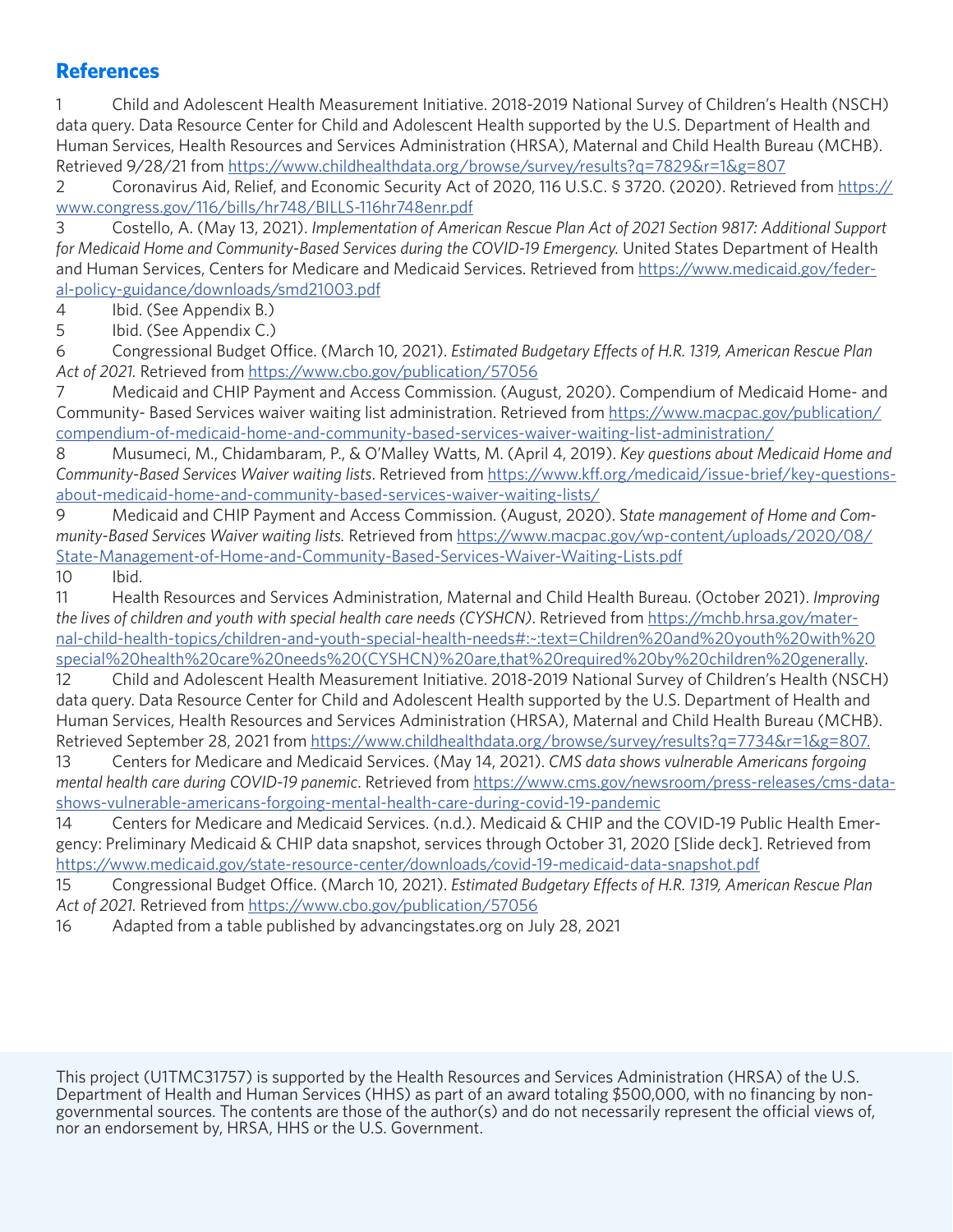## References

1 Child and Adolescent Health Measurement Initiative. 2018-2019 National Survey of Children's Health (NSCH) data query. Data Resource Center for Child and Adolescent Health supported by the U.S. Department of Health and Human Services, Health Resources and Services Administration (HRSA), Maternal and Child Health Bureau (MCHB). Retrieved 9/28/21 from https://www.childhealthdata.org/browse/survey/results?q=7829&r=1&g=807

2 Coronavirus Aid, Relief, and Economic Security Act of 2020, 116 U.S.C. § 3720. (2020). Retrieved from https://www.congress.gov/116/bills/hr748/BILLS-116hr748enr.pdf

3 Costello, A. (May 13, 2021). *Implementation of American Rescue Plan Act of 2021 Section 9817: Additional Support for Medicaid Home and Community-Based Services during the COVID-19 Emergency.* United States Department of Health and Human Services, Centers for Medicare and Medicaid Services. Retrieved from https://www.medicaid.gov/federal-policy-guidance/downloads/smd21003.pdf

4 Ibid. (See Appendix B.)

5 Ibid. (See Appendix C.)

6 Congressional Budget Office. (March 10, 2021). *Estimated Budgetary Effects of H.R. 1319, American Rescue Plan Act of 2021.* Retrieved from https://www.cbo.gov/publication/57056

7 Medicaid and CHIP Payment and Access Commission. (August, 2020). Compendium of Medicaid Home- and Community- Based Services waiver waiting list administration. Retrieved from https://www.macpac.gov/publication/compendium-of-medicaid-home-and-community-based-services-waiver-waiting-list-administration/

8 Musumeci, M., Chidambaram, P., & O'Malley Watts, M. (April 4, 2019). *Key questions about Medicaid Home and Community-Based Services Waiver waiting lists.* Retrieved from https://www.kff.org/medicaid/issue-brief/key-questions-about-medicaid-home-and-community-based-services-waiver-waiting-lists/

9 Medicaid and CHIP Payment and Access Commission. (August, 2020). S*tate management of Home and Community-Based Services Waiver waiting lists.* Retrieved from https://www.macpac.gov/wp-content/uploads/2020/08/State-Management-of-Home-and-Community-Based-Services-Waiver-Waiting-Lists.pdf

10 Ibid.

11 Health Resources and Services Administration, Maternal and Child Health Bureau. (October 2021). *Improving the lives of children and youth with special health care needs (CYSHCN)*. Retrieved from https://mchb.hrsa.gov/maternal-child-health-topics/children-and-youth-special-health-needs#:~:text=Children%20and%20youth%20with%20special%20health%20care%20needs%20(CYSHCN)%20are,that%20required%20by%20children%20generally.

12 Child and Adolescent Health Measurement Initiative. 2018-2019 National Survey of Children's Health (NSCH) data query. Data Resource Center for Child and Adolescent Health supported by the U.S. Department of Health and Human Services, Health Resources and Services Administration (HRSA), Maternal and Child Health Bureau (MCHB). Retrieved September 28, 2021 from https://www.childhealthdata.org/browse/survey/results?q=7734&r=1&g=807.

13 Centers for Medicare and Medicaid Services. (May 14, 2021). *CMS data shows vulnerable Americans forgoing mental health care during COVID-19 panemic*. Retrieved from https://www.cms.gov/newsroom/press-releases/cms-data-shows-vulnerable-americans-forgoing-mental-health-care-during-covid-19-pandemic

14 Centers for Medicare and Medicaid Services. (n.d.). Medicaid & CHIP and the COVID-19 Public Health Emergency: Preliminary Medicaid & CHIP data snapshot, services through October 31, 2020 [Slide deck]. Retrieved from https://www.medicaid.gov/state-resource-center/downloads/covid-19-medicaid-data-snapshot.pdf

15 Congressional Budget Office. (March 10, 2021). *Estimated Budgetary Effects of H.R. 1319, American Rescue Plan Act of 2021.* Retrieved from https://www.cbo.gov/publication/57056

16 Adapted from a table published by advancingstates.org on July 28, 2021

This project (U1TMC31757) is supported by the Health Resources and Services Administration (HRSA) of the U.S. Department of Health and Human Services (HHS) as part of an award totaling $500,000, with no financing by non-governmental sources. The contents are those of the author(s) and do not necessarily represent the official views of, nor an endorsement by, HRSA, HHS or the U.S. Government.